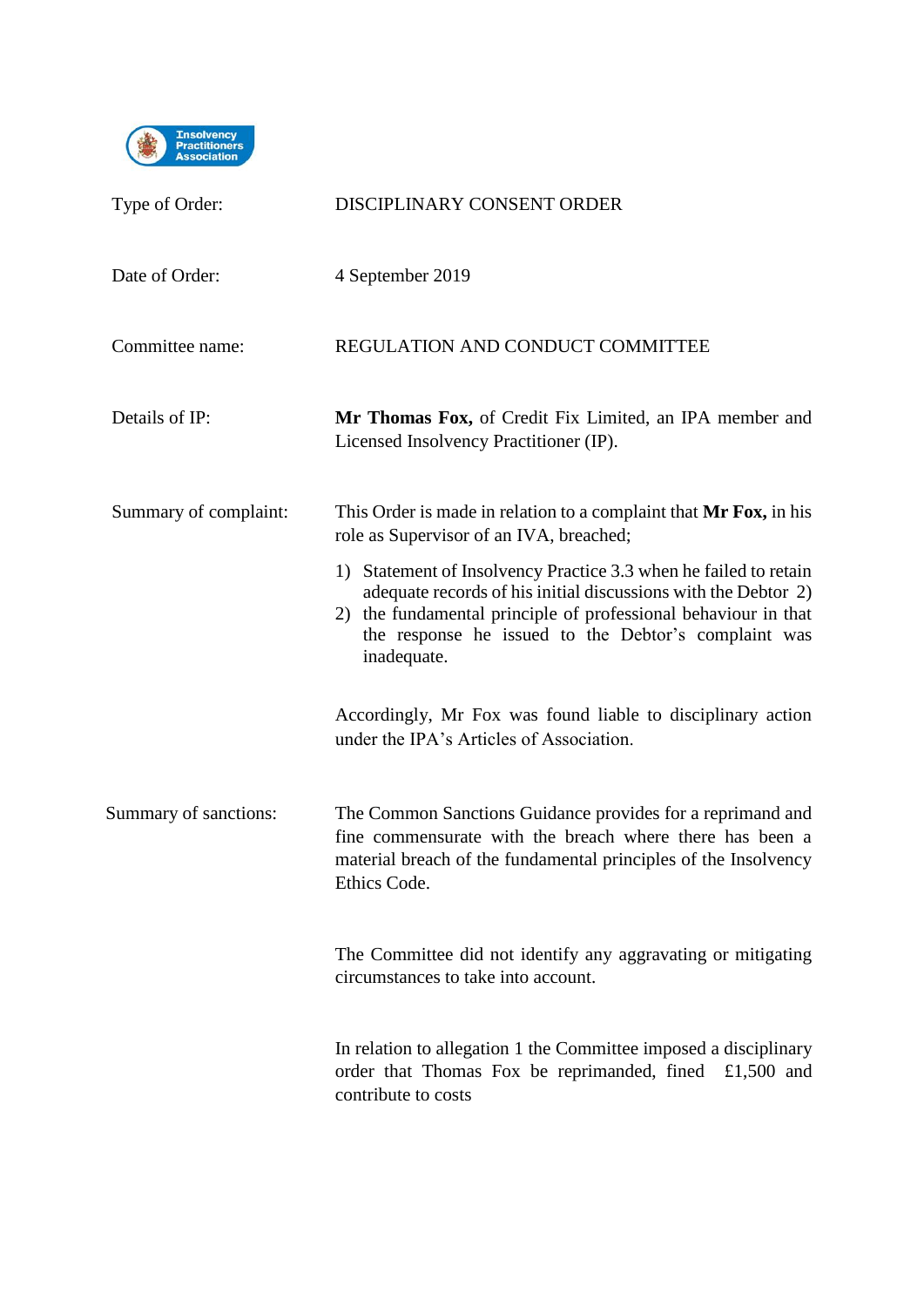Insolvency Practitioners Association

| | |
|---|---|
| Type of Order: | DISCIPLINARY CONSENT ORDER |
| Date of Order: | 4 September 2019 |
| Committee name: | REGULATION AND CONDUCT COMMITTEE |
| Details of IP: | **Mr Thomas Fox,** of Credit Fix Limited, an IPA member and Licensed Insolvency Practitioner (IP). |

**Summary of complaint:**

This Order is made in relation to a complaint that **Mr Fox,** in his role as Supervisor of an IVA, breached;

1) Statement of Insolvency Practice 3.3 when he failed to retain adequate records of his initial discussions with the Debtor
2) the fundamental principle of professional behaviour in that the response he issued to the Debtor's complaint was inadequate.

Accordingly, Mr Fox was found liable to disciplinary action under the IPA's Articles of Association.

**Summary of sanctions:**

The Common Sanctions Guidance provides for a reprimand and fine commensurate with the breach where there has been a material breach of the fundamental principles of the Insolvency Ethics Code.

The Committee did not identify any aggravating or mitigating circumstances to take into account.

In relation to allegation 1 the Committee imposed a disciplinary order that Thomas Fox be reprimanded, fined £1,500 and contribute to costs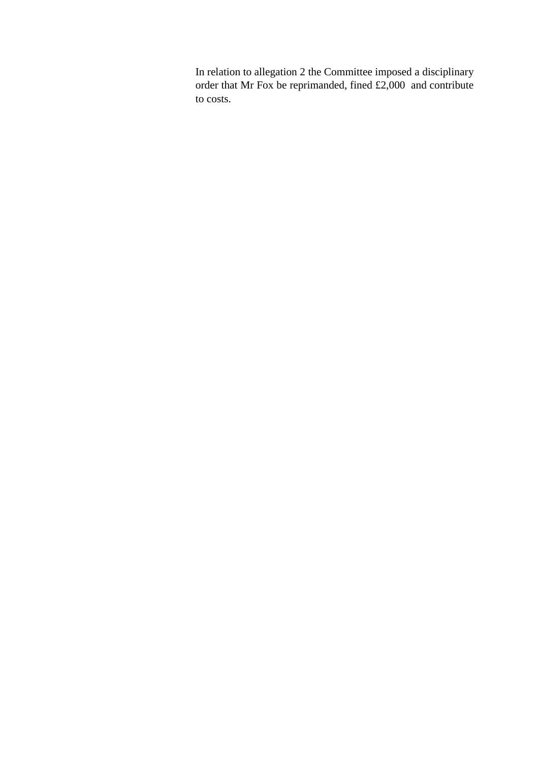In relation to allegation 2 the Committee imposed a disciplinary order that Mr Fox be reprimanded, fined £2,000 and contribute to costs.